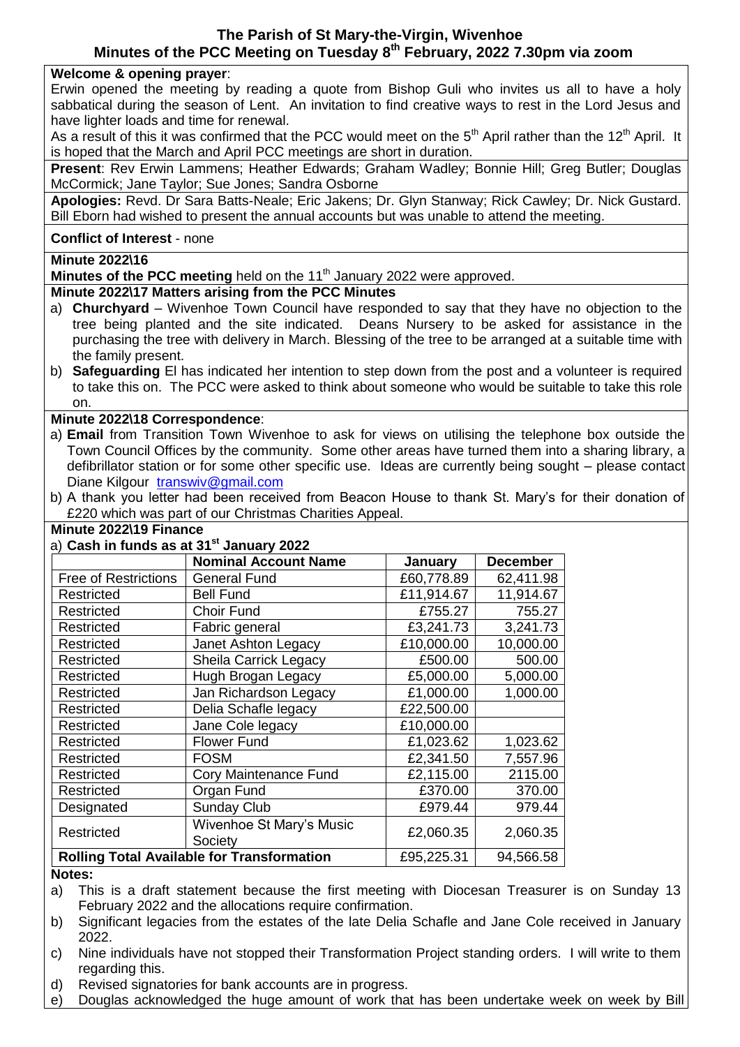# The Parish of St Mary-the-Virgin, Wivenhoe
## Minutes of the PCC Meeting on Tuesday 8th February, 2022 7.30pm via zoom

**Welcome & opening prayer**:

Erwin opened the meeting by reading a quote from Bishop Guli who invites us all to have a holy sabbatical during the season of Lent. An invitation to find creative ways to rest in the Lord Jesus and have lighter loads and time for renewal.

As a result of this it was confirmed that the PCC would meet on the 5th April rather than the 12th April. It is hoped that the March and April PCC meetings are short in duration.

**Present**: Rev Erwin Lammens; Heather Edwards; Graham Wadley; Bonnie Hill; Greg Butler; Douglas McCormick; Jane Taylor; Sue Jones; Sandra Osborne

**Apologies:** Revd. Dr Sara Batts-Neale; Eric Jakens; Dr. Glyn Stanway; Rick Cawley; Dr. Nick Gustard. Bill Eborn had wished to present the annual accounts but was unable to attend the meeting.

**Conflict of Interest** - none

**Minute 2022\16**

**Minutes of the PCC meeting** held on the 11th January 2022 were approved.

**Minute 2022\17 Matters arising from the PCC Minutes**

a) **Churchyard** – Wivenhoe Town Council have responded to say that they have no objection to the tree being planted and the site indicated. Deans Nursery to be asked for assistance in the purchasing the tree with delivery in March. Blessing of the tree to be arranged at a suitable time with the family present.
b) **Safeguarding** El has indicated her intention to step down from the post and a volunteer is required to take this on. The PCC were asked to think about someone who would be suitable to take this role on.

**Minute 2022\18 Correspondence**:

a) **Email** from Transition Town Wivenhoe to ask for views on utilising the telephone box outside the Town Council Offices by the community. Some other areas have turned them into a sharing library, a defibrillator station or for some other specific use. Ideas are currently being sought – please contact Diane Kilgour transwiv@gmail.com
b) A thank you letter had been received from Beacon House to thank St. Mary's for their donation of £220 which was part of our Christmas Charities Appeal.

**Minute 2022\19 Finance**

a) **Cash in funds as at 31st January 2022**

| | **Nominal Account Name** | **January** | **December** |
|---|---|---|---|
| Free of Restrictions | General Fund | £60,778.89 | 62,411.98 |
| Restricted | Bell Fund | £11,914.67 | 11,914.67 |
| Restricted | Choir Fund | £755.27 | 755.27 |
| Restricted | Fabric general | £3,241.73 | 3,241.73 |
| Restricted | Janet Ashton Legacy | £10,000.00 | 10,000.00 |
| Restricted | Sheila Carrick Legacy | £500.00 | 500.00 |
| Restricted | Hugh Brogan Legacy | £5,000.00 | 5,000.00 |
| Restricted | Jan Richardson Legacy | £1,000.00 | 1,000.00 |
| Restricted | Delia Schafle legacy | £22,500.00 | |
| Restricted | Jane Cole legacy | £10,000.00 | |
| Restricted | Flower Fund | £1,023.62 | 1,023.62 |
| Restricted | FOSM | £2,341.50 | 7,557.96 |
| Restricted | Cory Maintenance Fund | £2,115.00 | 2115.00 |
| Restricted | Organ Fund | £370.00 | 370.00 |
| Designated | Sunday Club | £979.44 | 979.44 |
| Restricted | Wivenhoe St Mary's Music Society | £2,060.35 | 2,060.35 |
| **Rolling Total Available for Transformation** | | £95,225.31 | 94,566.58 |

**Notes:**

a) This is a draft statement because the first meeting with Diocesan Treasurer is on Sunday 13 February 2022 and the allocations require confirmation.
b) Significant legacies from the estates of the late Delia Schafle and Jane Cole received in January 2022.
c) Nine individuals have not stopped their Transformation Project standing orders. I will write to them regarding this.
d) Revised signatories for bank accounts are in progress.
e) Douglas acknowledged the huge amount of work that has been undertake week on week by Bill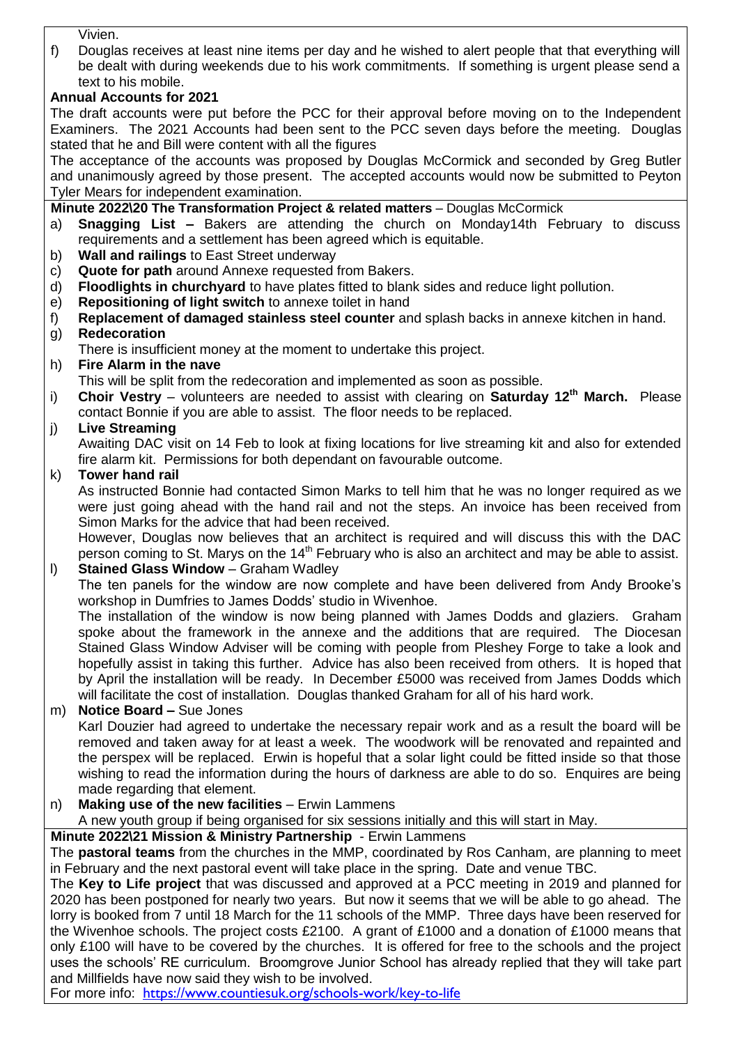Vivien.

f) Douglas receives at least nine items per day and he wished to alert people that that everything will be dealt with during weekends due to his work commitments. If something is urgent please send a text to his mobile.

**Annual Accounts for 2021**

The draft accounts were put before the PCC for their approval before moving on to the Independent Examiners. The 2021 Accounts had been sent to the PCC seven days before the meeting. Douglas stated that he and Bill were content with all the figures

The acceptance of the accounts was proposed by Douglas McCormick and seconded by Greg Butler and unanimously agreed by those present. The accepted accounts would now be submitted to Peyton Tyler Mears for independent examination.

**Minute 2022\20 The Transformation Project & related matters** – Douglas McCormick

a) **Snagging List –** Bakers are attending the church on Monday14th February to discuss requirements and a settlement has been agreed which is equitable.
b) **Wall and railings** to East Street underway
c) **Quote for path** around Annexe requested from Bakers.
d) **Floodlights in churchyard** to have plates fitted to blank sides and reduce light pollution.
e) **Repositioning of light switch** to annexe toilet in hand
f) **Replacement of damaged stainless steel counter** and splash backs in annexe kitchen in hand.
g) **Redecoration**
   There is insufficient money at the moment to undertake this project.
h) **Fire Alarm in the nave**
   This will be split from the redecoration and implemented as soon as possible.
i) **Choir Vestry** – volunteers are needed to assist with clearing on **Saturday 12th March.** Please contact Bonnie if you are able to assist. The floor needs to be replaced.
j) **Live Streaming**
   Awaiting DAC visit on 14 Feb to look at fixing locations for live streaming kit and also for extended fire alarm kit. Permissions for both dependant on favourable outcome.
k) **Tower hand rail**
   As instructed Bonnie had contacted Simon Marks to tell him that he was no longer required as we were just going ahead with the hand rail and not the steps. An invoice has been received from Simon Marks for the advice that had been received.
   However, Douglas now believes that an architect is required and will discuss this with the DAC person coming to St. Marys on the 14th February who is also an architect and may be able to assist.
l) **Stained Glass Window** – Graham Wadley
   The ten panels for the window are now complete and have been delivered from Andy Brooke's workshop in Dumfries to James Dodds' studio in Wivenhoe.
   The installation of the window is now being planned with James Dodds and glaziers. Graham spoke about the framework in the annexe and the additions that are required. The Diocesan Stained Glass Window Adviser will be coming with people from Pleshey Forge to take a look and hopefully assist in taking this further. Advice has also been received from others. It is hoped that by April the installation will be ready. In December £5000 was received from James Dodds which will facilitate the cost of installation. Douglas thanked Graham for all of his hard work.
m) **Notice Board –** Sue Jones
   Karl Douzier had agreed to undertake the necessary repair work and as a result the board will be removed and taken away for at least a week. The woodwork will be renovated and repainted and the perspex will be replaced. Erwin is hopeful that a solar light could be fitted inside so that those wishing to read the information during the hours of darkness are able to do so. Enquires are being made regarding that element.
n) **Making use of the new facilities** – Erwin Lammens
   A new youth group if being organised for six sessions initially and this will start in May.

**Minute 2022\21 Mission & Ministry Partnership** - Erwin Lammens

The **pastoral teams** from the churches in the MMP, coordinated by Ros Canham, are planning to meet in February and the next pastoral event will take place in the spring. Date and venue TBC.

The **Key to Life project** that was discussed and approved at a PCC meeting in 2019 and planned for 2020 has been postponed for nearly two years. But now it seems that we will be able to go ahead. The lorry is booked from 7 until 18 March for the 11 schools of the MMP. Three days have been reserved for the Wivenhoe schools. The project costs £2100. A grant of £1000 and a donation of £1000 means that only £100 will have to be covered by the churches. It is offered for free to the schools and the project uses the schools' RE curriculum. Broomgrove Junior School has already replied that they will take part and Millfields have now said they wish to be involved.

For more info: https://www.countiesuk.org/schools-work/key-to-life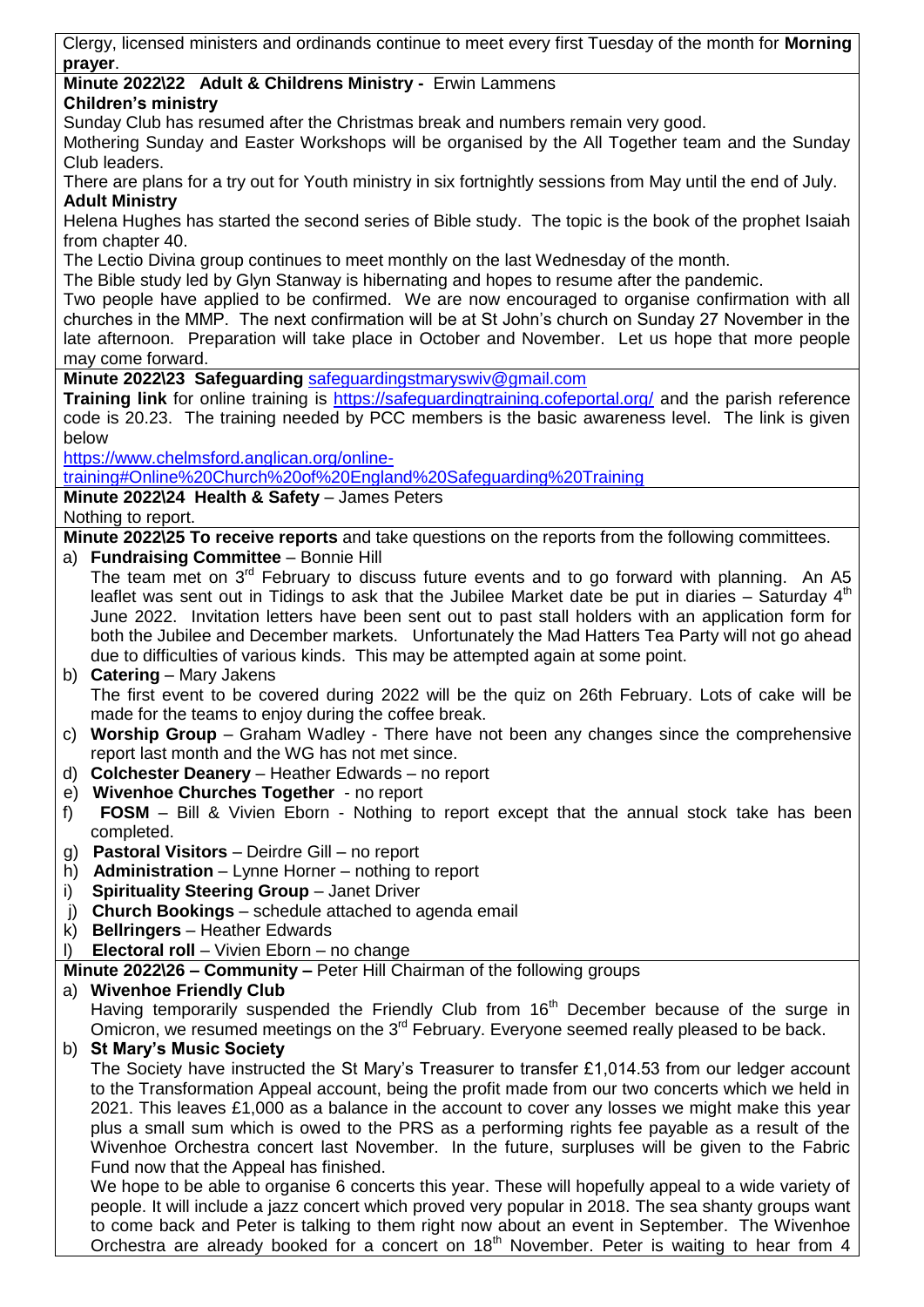Clergy, licensed ministers and ordinands continue to meet every first Tuesday of the month for **Morning prayer**.

**Minute 2022\22 Adult & Childrens Ministry -** Erwin Lammens

**Children's ministry**

Sunday Club has resumed after the Christmas break and numbers remain very good.

Mothering Sunday and Easter Workshops will be organised by the All Together team and the Sunday Club leaders.

There are plans for a try out for Youth ministry in six fortnightly sessions from May until the end of July.

**Adult Ministry**

Helena Hughes has started the second series of Bible study. The topic is the book of the prophet Isaiah from chapter 40.

The Lectio Divina group continues to meet monthly on the last Wednesday of the month.

The Bible study led by Glyn Stanway is hibernating and hopes to resume after the pandemic.

Two people have applied to be confirmed. We are now encouraged to organise confirmation with all churches in the MMP. The next confirmation will be at St John's church on Sunday 27 November in the late afternoon. Preparation will take place in October and November. Let us hope that more people may come forward.

**Minute 2022\23 Safeguarding** safeguardingstmaryswiv@gmail.com

**Training link** for online training is https://safeguardingtraining.cofeportal.org/ and the parish reference code is 20.23. The training needed by PCC members is the basic awareness level. The link is given below

https://www.chelmsford.anglican.org/online-training#Online%20Church%20of%20England%20Safeguarding%20Training

**Minute 2022\24 Health & Safety** – James Peters

Nothing to report.

**Minute 2022\25 To receive reports** and take questions on the reports from the following committees.

a) **Fundraising Committee** – Bonnie Hill
   The team met on 3rd February to discuss future events and to go forward with planning. An A5 leaflet was sent out in Tidings to ask that the Jubilee Market date be put in diaries – Saturday 4th June 2022. Invitation letters have been sent out to past stall holders with an application form for both the Jubilee and December markets. Unfortunately the Mad Hatters Tea Party will not go ahead due to difficulties of various kinds. This may be attempted again at some point.
b) **Catering** – Mary Jakens
   The first event to be covered during 2022 will be the quiz on 26th February. Lots of cake will be made for the teams to enjoy during the coffee break.
c) **Worship Group** – Graham Wadley - There have not been any changes since the comprehensive report last month and the WG has not met since.
d) **Colchester Deanery** – Heather Edwards – no report
e) **Wivenhoe Churches Together** - no report
f) **FOSM** – Bill & Vivien Eborn - Nothing to report except that the annual stock take has been completed.
g) **Pastoral Visitors** – Deirdre Gill – no report
h) **Administration** – Lynne Horner – nothing to report
i) **Spirituality Steering Group** – Janet Driver
j) **Church Bookings** – schedule attached to agenda email
k) **Bellringers** – Heather Edwards
l) **Electoral roll** – Vivien Eborn – no change

**Minute 2022\26 – Community –** Peter Hill Chairman of the following groups

a) **Wivenhoe Friendly Club**
   Having temporarily suspended the Friendly Club from 16th December because of the surge in Omicron, we resumed meetings on the 3rd February. Everyone seemed really pleased to be back.
b) **St Mary's Music Society**
   The Society have instructed the St Mary's Treasurer to transfer £1,014.53 from our ledger account to the Transformation Appeal account, being the profit made from our two concerts which we held in 2021. This leaves £1,000 as a balance in the account to cover any losses we might make this year plus a small sum which is owed to the PRS as a performing rights fee payable as a result of the Wivenhoe Orchestra concert last November. In the future, surpluses will be given to the Fabric Fund now that the Appeal has finished.

   We hope to be able to organise 6 concerts this year. These will hopefully appeal to a wide variety of people. It will include a jazz concert which proved very popular in 2018. The sea shanty groups want to come back and Peter is talking to them right now about an event in September. The Wivenhoe Orchestra are already booked for a concert on 18th November. Peter is waiting to hear from 4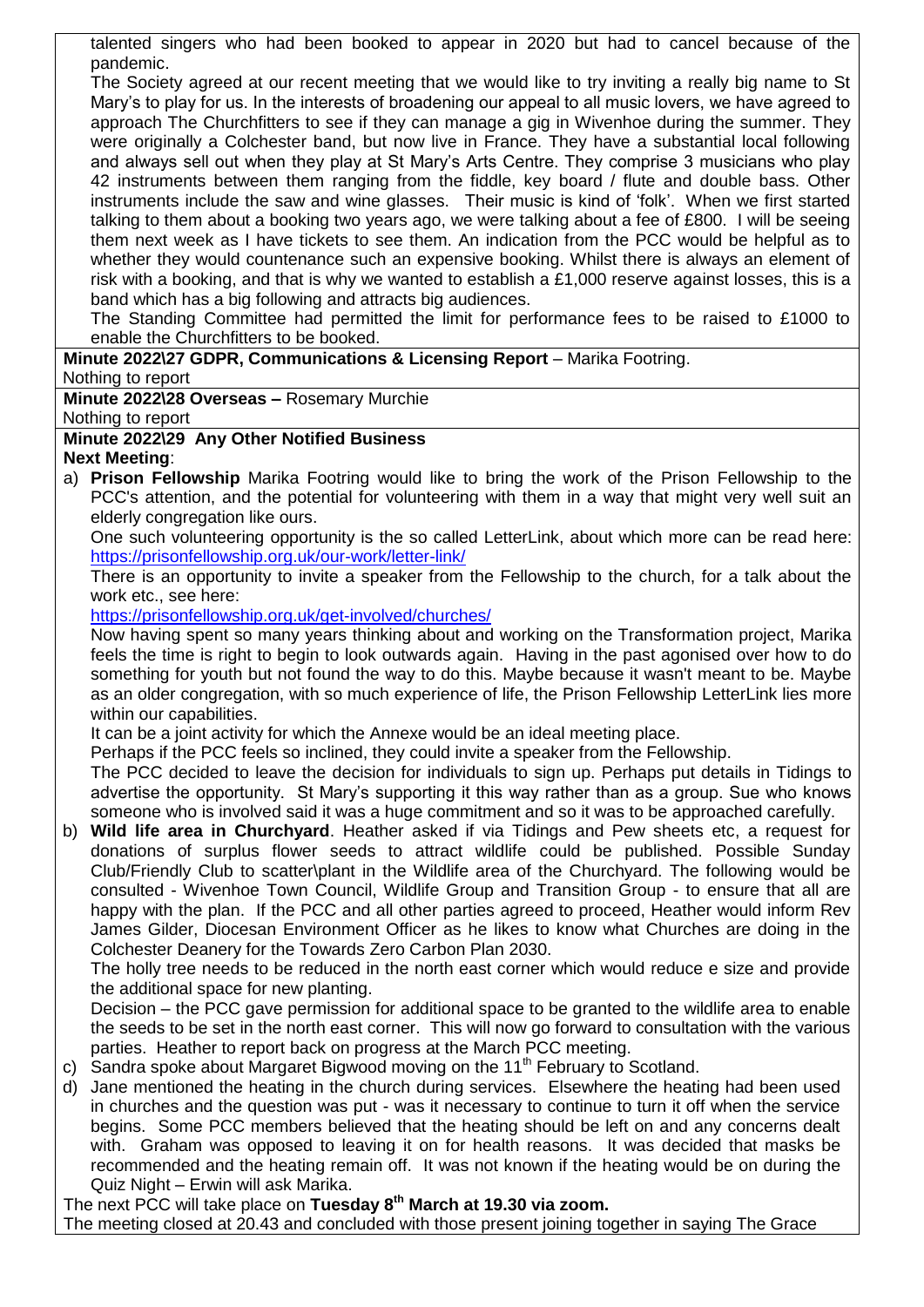talented singers who had been booked to appear in 2020 but had to cancel because of the pandemic.

The Society agreed at our recent meeting that we would like to try inviting a really big name to St Mary's to play for us. In the interests of broadening our appeal to all music lovers, we have agreed to approach The Churchfitters to see if they can manage a gig in Wivenhoe during the summer. They were originally a Colchester band, but now live in France. They have a substantial local following and always sell out when they play at St Mary's Arts Centre. They comprise 3 musicians who play 42 instruments between them ranging from the fiddle, key board / flute and double bass. Other instruments include the saw and wine glasses. Their music is kind of 'folk'. When we first started talking to them about a booking two years ago, we were talking about a fee of £800. I will be seeing them next week as I have tickets to see them. An indication from the PCC would be helpful as to whether they would countenance such an expensive booking. Whilst there is always an element of risk with a booking, and that is why we wanted to establish a £1,000 reserve against losses, this is a band which has a big following and attracts big audiences.

The Standing Committee had permitted the limit for performance fees to be raised to £1000 to enable the Churchfitters to be booked.

**Minute 2022\27 GDPR, Communications & Licensing Report** – Marika Footring.

Nothing to report

**Minute 2022\28 Overseas –** Rosemary Murchie

Nothing to report

**Minute 2022\29 Any Other Notified Business**

**Next Meeting**:

a) **Prison Fellowship** Marika Footring would like to bring the work of the Prison Fellowship to the PCC's attention, and the potential for volunteering with them in a way that might very well suit an elderly congregation like ours.

One such volunteering opportunity is the so called LetterLink, about which more can be read here: https://prisonfellowship.org.uk/our-work/letter-link/

There is an opportunity to invite a speaker from the Fellowship to the church, for a talk about the work etc., see here:

https://prisonfellowship.org.uk/get-involved/churches/

Now having spent so many years thinking about and working on the Transformation project, Marika feels the time is right to begin to look outwards again. Having in the past agonised over how to do something for youth but not found the way to do this. Maybe because it wasn't meant to be. Maybe as an older congregation, with so much experience of life, the Prison Fellowship LetterLink lies more within our capabilities.

It can be a joint activity for which the Annexe would be an ideal meeting place.

Perhaps if the PCC feels so inclined, they could invite a speaker from the Fellowship.

The PCC decided to leave the decision for individuals to sign up. Perhaps put details in Tidings to advertise the opportunity. St Mary's supporting it this way rather than as a group. Sue who knows someone who is involved said it was a huge commitment and so it was to be approached carefully.

b) **Wild life area in Churchyard**. Heather asked if via Tidings and Pew sheets etc, a request for donations of surplus flower seeds to attract wildlife could be published. Possible Sunday Club/Friendly Club to scatter\plant in the Wildlife area of the Churchyard. The following would be consulted - Wivenhoe Town Council, Wildlife Group and Transition Group - to ensure that all are happy with the plan. If the PCC and all other parties agreed to proceed, Heather would inform Rev James Gilder, Diocesan Environment Officer as he likes to know what Churches are doing in the Colchester Deanery for the Towards Zero Carbon Plan 2030.

The holly tree needs to be reduced in the north east corner which would reduce e size and provide the additional space for new planting.

Decision – the PCC gave permission for additional space to be granted to the wildlife area to enable the seeds to be set in the north east corner. This will now go forward to consultation with the various parties. Heather to report back on progress at the March PCC meeting.

c) Sandra spoke about Margaret Bigwood moving on the 11th February to Scotland.

d) Jane mentioned the heating in the church during services. Elsewhere the heating had been used in churches and the question was put - was it necessary to continue to turn it off when the service begins. Some PCC members believed that the heating should be left on and any concerns dealt with. Graham was opposed to leaving it on for health reasons. It was decided that masks be recommended and the heating remain off. It was not known if the heating would be on during the Quiz Night – Erwin will ask Marika.

The next PCC will take place on **Tuesday 8th March at 19.30 via zoom.**

The meeting closed at 20.43 and concluded with those present joining together in saying The Grace